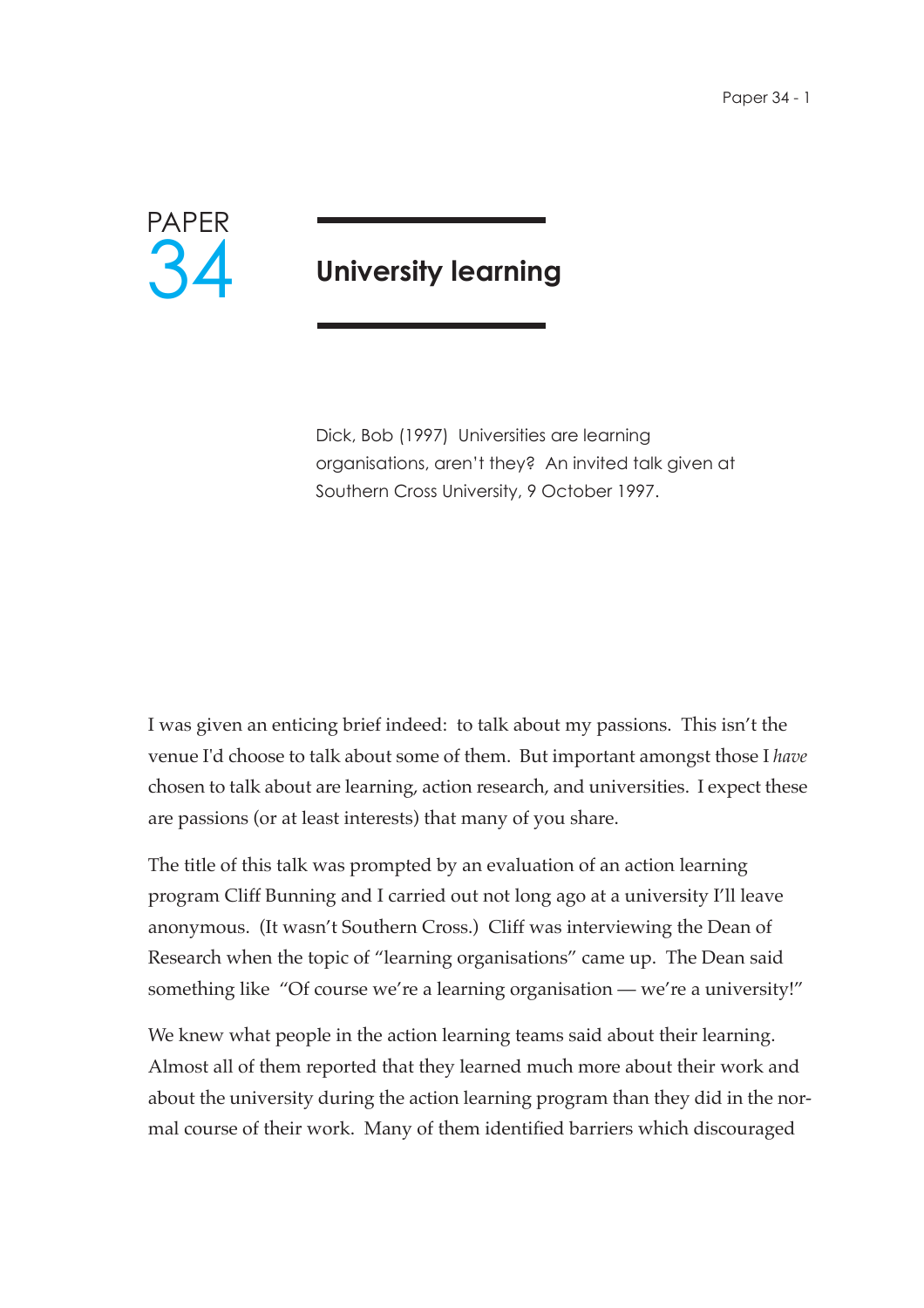PAPER 34

# University learning

Dick, Bob (1997) Universities are learning organisations, aren't they? An invited talk given at Southern Cross University, 9 October 1997.

I was given an enticing brief indeed: to talk about my passions. This isn't the venue I'd choose to talk about some of them. But important amongst those I *have* chosen to talk about are learning, action research, and universities. I expect these are passions (or at least interests) that many of you share.

The title of this talk was prompted by an evaluation of an action learning program Cliff Bunning and I carried out not long ago at a university I'll leave anonymous. (It wasn't Southern Cross.) Cliff was interviewing the Dean of Research when the topic of "learning organisations" came up. The Dean said something like "Of course we're a learning organisation — we're a university!"

We knew what people in the action learning teams said about their learning. Almost all of them reported that they learned much more about their work and about the university during the action learning program than they did in the normal course of their work. Many of them identified barriers which discouraged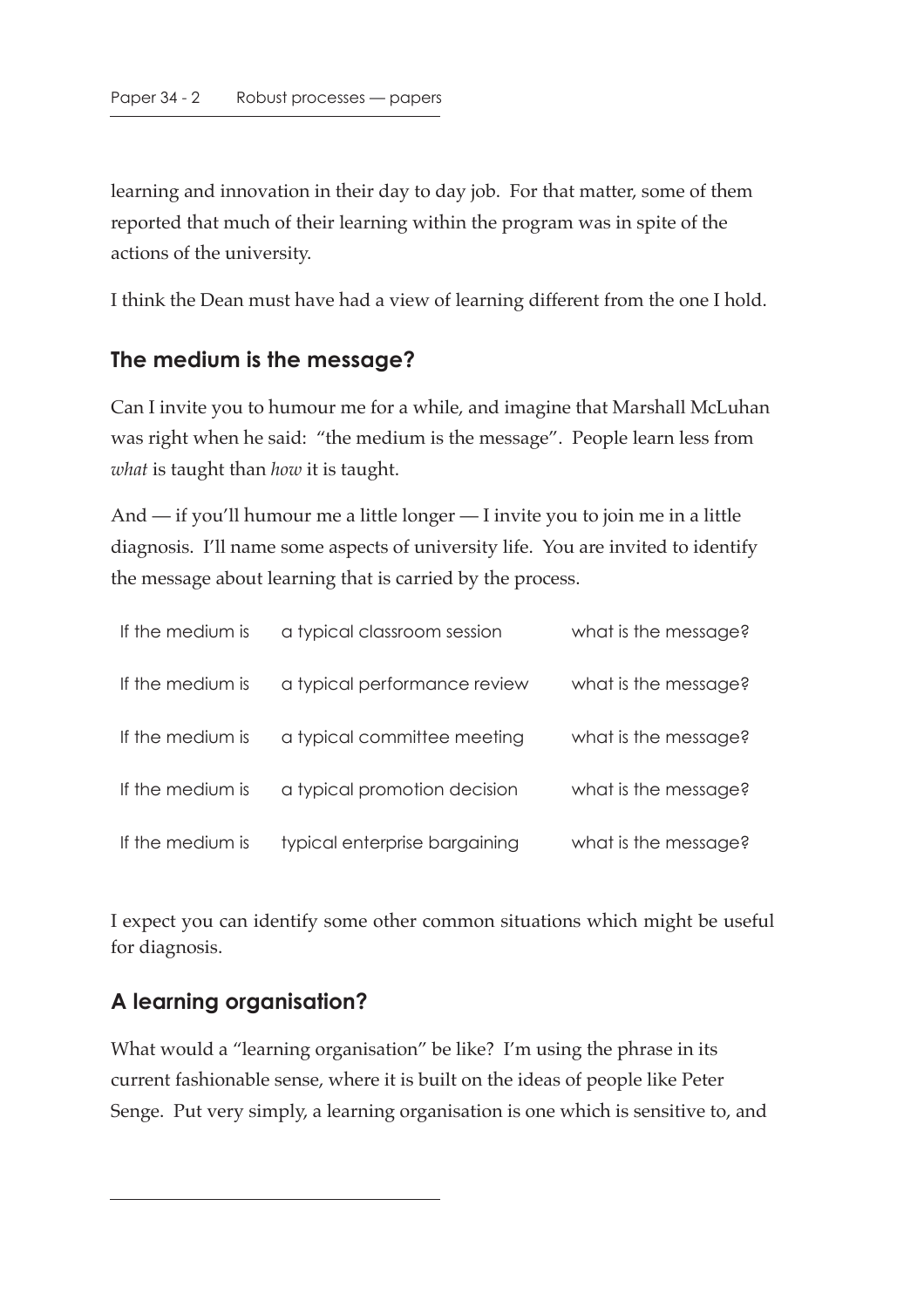learning and innovation in their day to day job. For that matter, some of them reported that much of their learning within the program was in spite of the actions of the university.

I think the Dean must have had a view of learning different from the one I hold.

## The medium is the message?

Can I invite you to humour me for a while, and imagine that Marshall McLuhan was right when he said: "the medium is the message". People learn less from *what* is taught than *how* it is taught.

And — if you'll humour me a little longer — I invite you to join me in a little diagnosis. I'll name some aspects of university life. You are invited to identify the message about learning that is carried by the process.

| | | |
|---|---|---|
| If the medium is | a typical classroom session | what is the message? |
| If the medium is | a typical performance review | what is the message? |
| If the medium is | a typical committee meeting | what is the message? |
| If the medium is | a typical promotion decision | what is the message? |
| If the medium is | typical enterprise bargaining | what is the message? |

I expect you can identify some other common situations which might be useful for diagnosis.

## A learning organisation?

What would a "learning organisation" be like? I'm using the phrase in its current fashionable sense, where it is built on the ideas of people like Peter Senge. Put very simply, a learning organisation is one which is sensitive to, and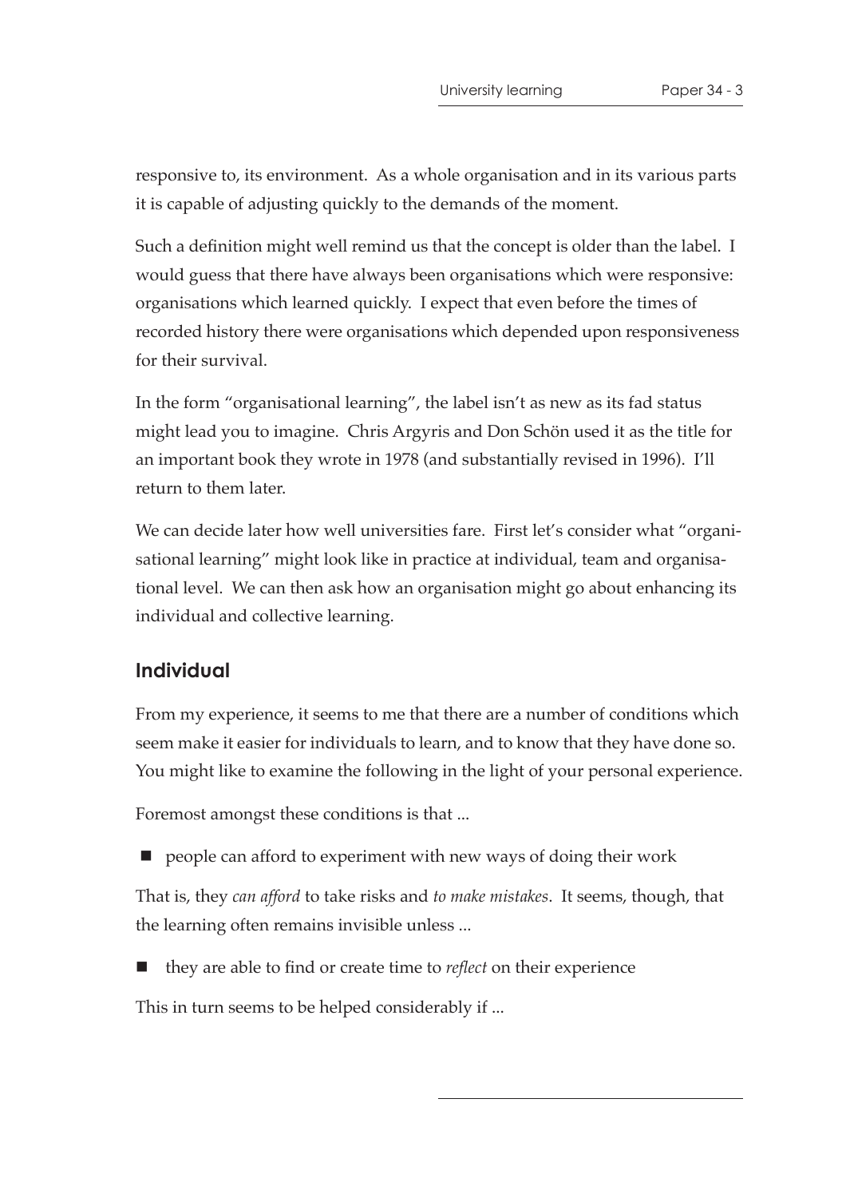responsive to, its environment. As a whole organisation and in its various parts it is capable of adjusting quickly to the demands of the moment.

Such a definition might well remind us that the concept is older than the label. I would guess that there have always been organisations which were responsive: organisations which learned quickly. I expect that even before the times of recorded history there were organisations which depended upon responsiveness for their survival.

In the form "organisational learning", the label isn't as new as its fad status might lead you to imagine. Chris Argyris and Don Schön used it as the title for an important book they wrote in 1978 (and substantially revised in 1996). I'll return to them later.

We can decide later how well universities fare. First let's consider what "organisational learning" might look like in practice at individual, team and organisational level. We can then ask how an organisation might go about enhancing its individual and collective learning.

## Individual

From my experience, it seems to me that there are a number of conditions which seem make it easier for individuals to learn, and to know that they have done so. You might like to examine the following in the light of your personal experience.

Foremost amongst these conditions is that ...

- people can afford to experiment with new ways of doing their work

That is, they *can afford* to take risks and *to make mistakes*. It seems, though, that the learning often remains invisible unless ...

- they are able to find or create time to *reflect* on their experience

This in turn seems to be helped considerably if ...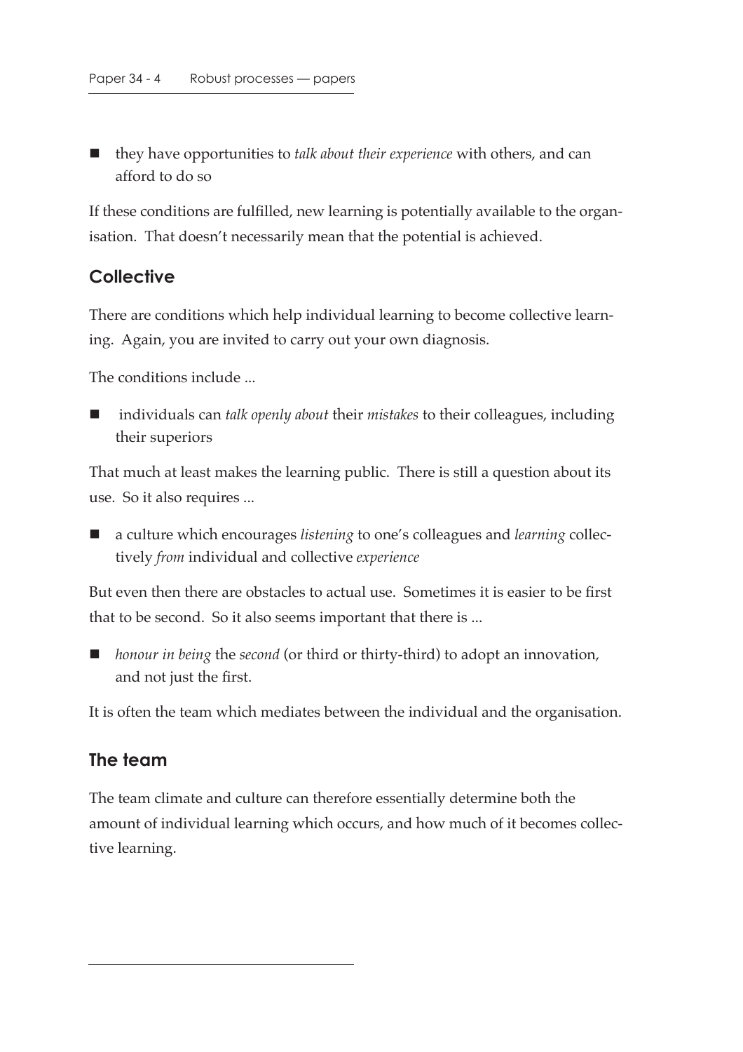- they have opportunities to *talk about their experience* with others, and can afford to do so

If these conditions are fulfilled, new learning is potentially available to the organisation. That doesn't necessarily mean that the potential is achieved.

## Collective

There are conditions which help individual learning to become collective learning. Again, you are invited to carry out your own diagnosis.

The conditions include ...

- individuals can *talk openly about* their *mistakes* to their colleagues, including their superiors

That much at least makes the learning public. There is still a question about its use. So it also requires ...

- a culture which encourages *listening* to one's colleagues and *learning* collectively *from* individual and collective *experience*

But even then there are obstacles to actual use. Sometimes it is easier to be first that to be second. So it also seems important that there is ...

- *honour in being* the *second* (or third or thirty-third) to adopt an innovation, and not just the first.

It is often the team which mediates between the individual and the organisation.

## The team

The team climate and culture can therefore essentially determine both the amount of individual learning which occurs, and how much of it becomes collective learning.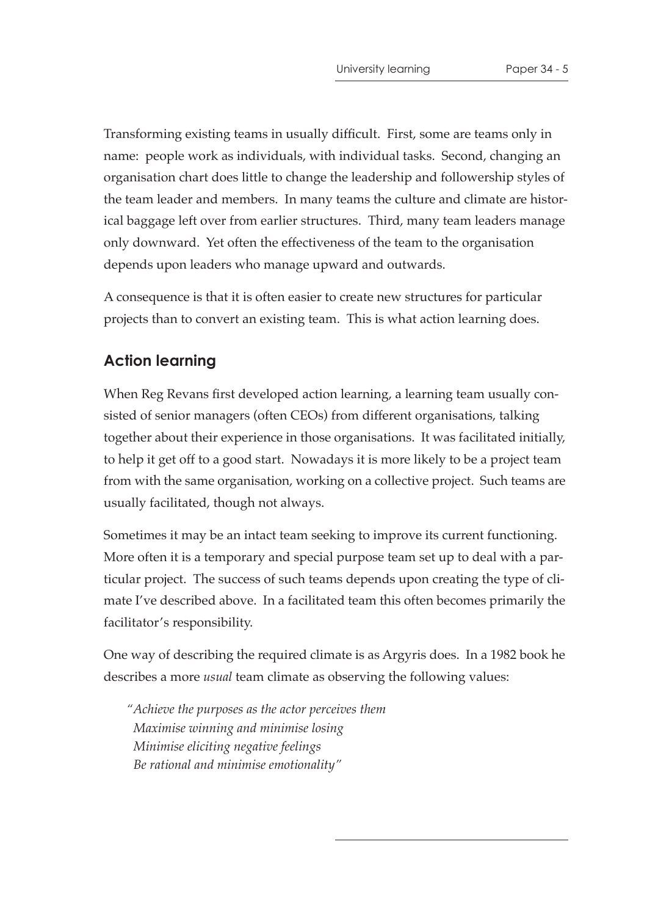Transforming existing teams in usually difficult. First, some are teams only in name: people work as individuals, with individual tasks. Second, changing an organisation chart does little to change the leadership and followership styles of the team leader and members. In many teams the culture and climate are historical baggage left over from earlier structures. Third, many team leaders manage only downward. Yet often the effectiveness of the team to the organisation depends upon leaders who manage upward and outwards.

A consequence is that it is often easier to create new structures for particular projects than to convert an existing team. This is what action learning does.

## Action learning

When Reg Revans first developed action learning, a learning team usually consisted of senior managers (often CEOs) from different organisations, talking together about their experience in those organisations. It was facilitated initially, to help it get off to a good start. Nowadays it is more likely to be a project team from with the same organisation, working on a collective project. Such teams are usually facilitated, though not always.

Sometimes it may be an intact team seeking to improve its current functioning. More often it is a temporary and special purpose team set up to deal with a particular project. The success of such teams depends upon creating the type of climate I've described above. In a facilitated team this often becomes primarily the facilitator's responsibility.

One way of describing the required climate is as Argyris does. In a 1982 book he describes a more *usual* team climate as observing the following values:

> *"Achieve the purposes as the actor perceives them*
> *Maximise winning and minimise losing*
> *Minimise eliciting negative feelings*
> *Be rational and minimise emotionality"*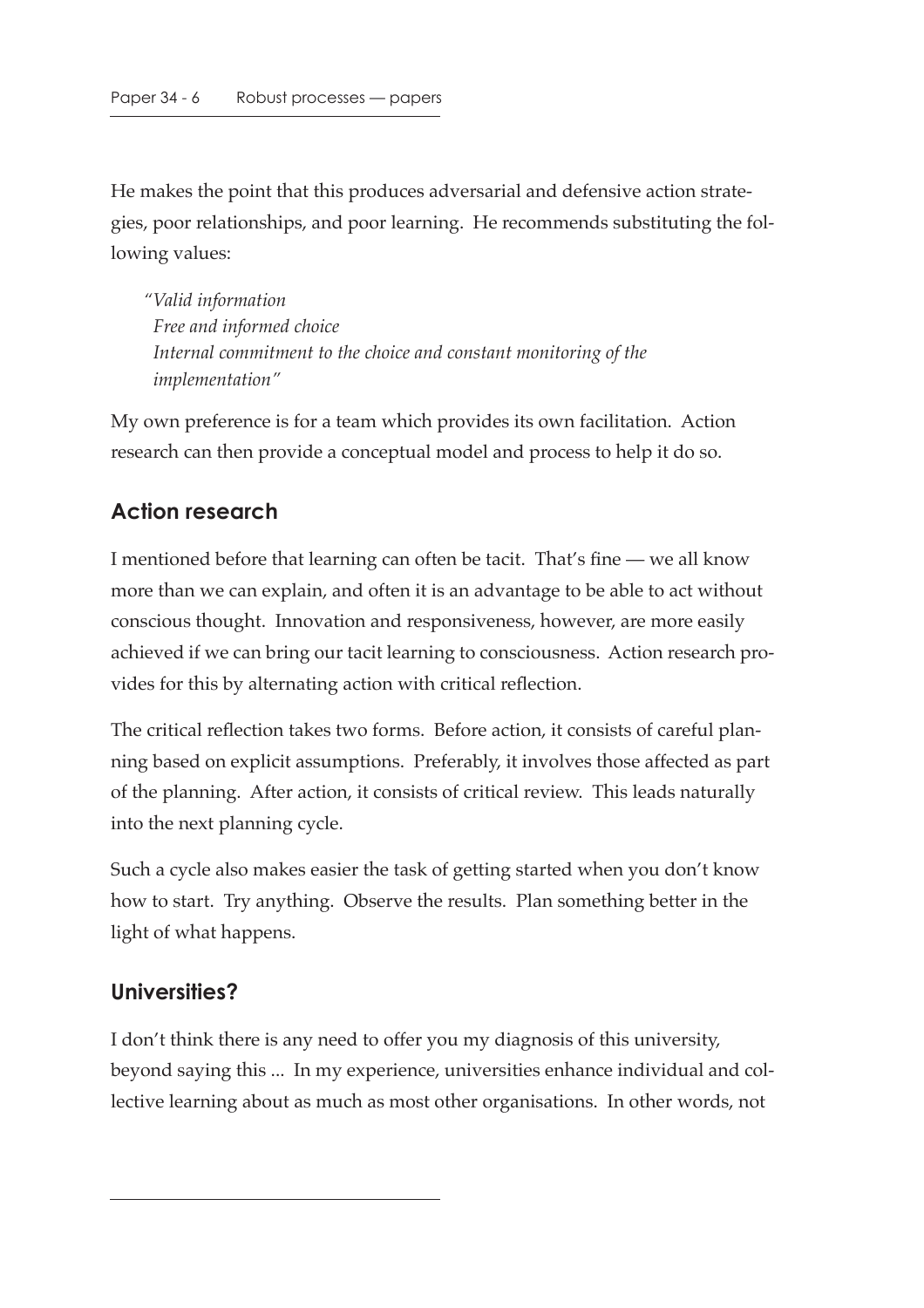He makes the point that this produces adversarial and defensive action strategies, poor relationships, and poor learning. He recommends substituting the following values:

> *"Valid information*
> *Free and informed choice*
> *Internal commitment to the choice and constant monitoring of the implementation"*

My own preference is for a team which provides its own facilitation. Action research can then provide a conceptual model and process to help it do so.

## Action research

I mentioned before that learning can often be tacit. That's fine — we all know more than we can explain, and often it is an advantage to be able to act without conscious thought. Innovation and responsiveness, however, are more easily achieved if we can bring our tacit learning to consciousness. Action research provides for this by alternating action with critical reflection.

The critical reflection takes two forms. Before action, it consists of careful planning based on explicit assumptions. Preferably, it involves those affected as part of the planning. After action, it consists of critical review. This leads naturally into the next planning cycle.

Such a cycle also makes easier the task of getting started when you don't know how to start. Try anything. Observe the results. Plan something better in the light of what happens.

## Universities?

I don't think there is any need to offer you my diagnosis of this university, beyond saying this ... In my experience, universities enhance individual and collective learning about as much as most other organisations. In other words, not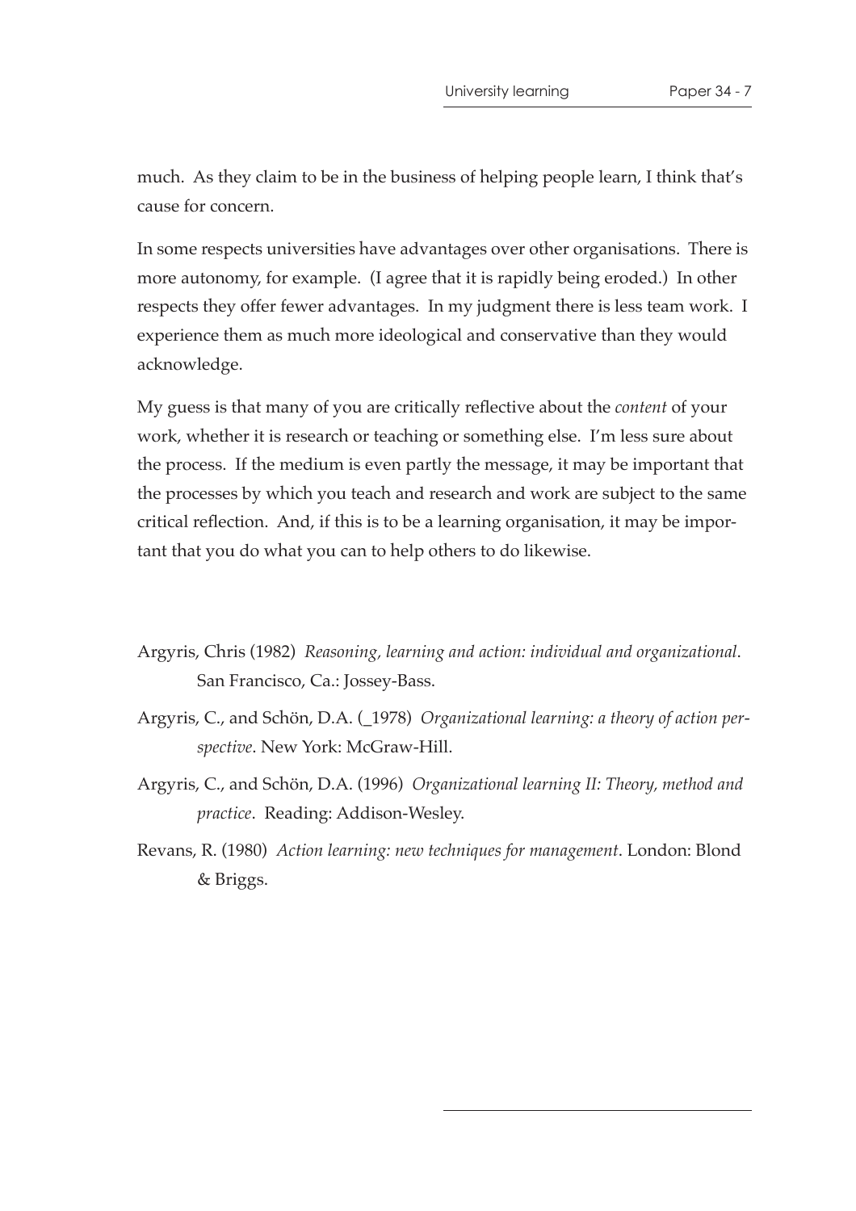much. As they claim to be in the business of helping people learn, I think that's cause for concern.

In some respects universities have advantages over other organisations. There is more autonomy, for example. (I agree that it is rapidly being eroded.) In other respects they offer fewer advantages. In my judgment there is less team work. I experience them as much more ideological and conservative than they would acknowledge.

My guess is that many of you are critically reflective about the *content* of your work, whether it is research or teaching or something else. I'm less sure about the process. If the medium is even partly the message, it may be important that the processes by which you teach and research and work are subject to the same critical reflection. And, if this is to be a learning organisation, it may be important that you do what you can to help others to do likewise.

Argyris, Chris (1982) *Reasoning, learning and action: individual and organizational*. San Francisco, Ca.: Jossey-Bass.

Argyris, C., and Schön, D.A. (_1978) *Organizational learning: a theory of action perspective*. New York: McGraw-Hill.

Argyris, C., and Schön, D.A. (1996) *Organizational learning II: Theory, method and practice*. Reading: Addison-Wesley.

Revans, R. (1980) *Action learning: new techniques for management*. London: Blond & Briggs.